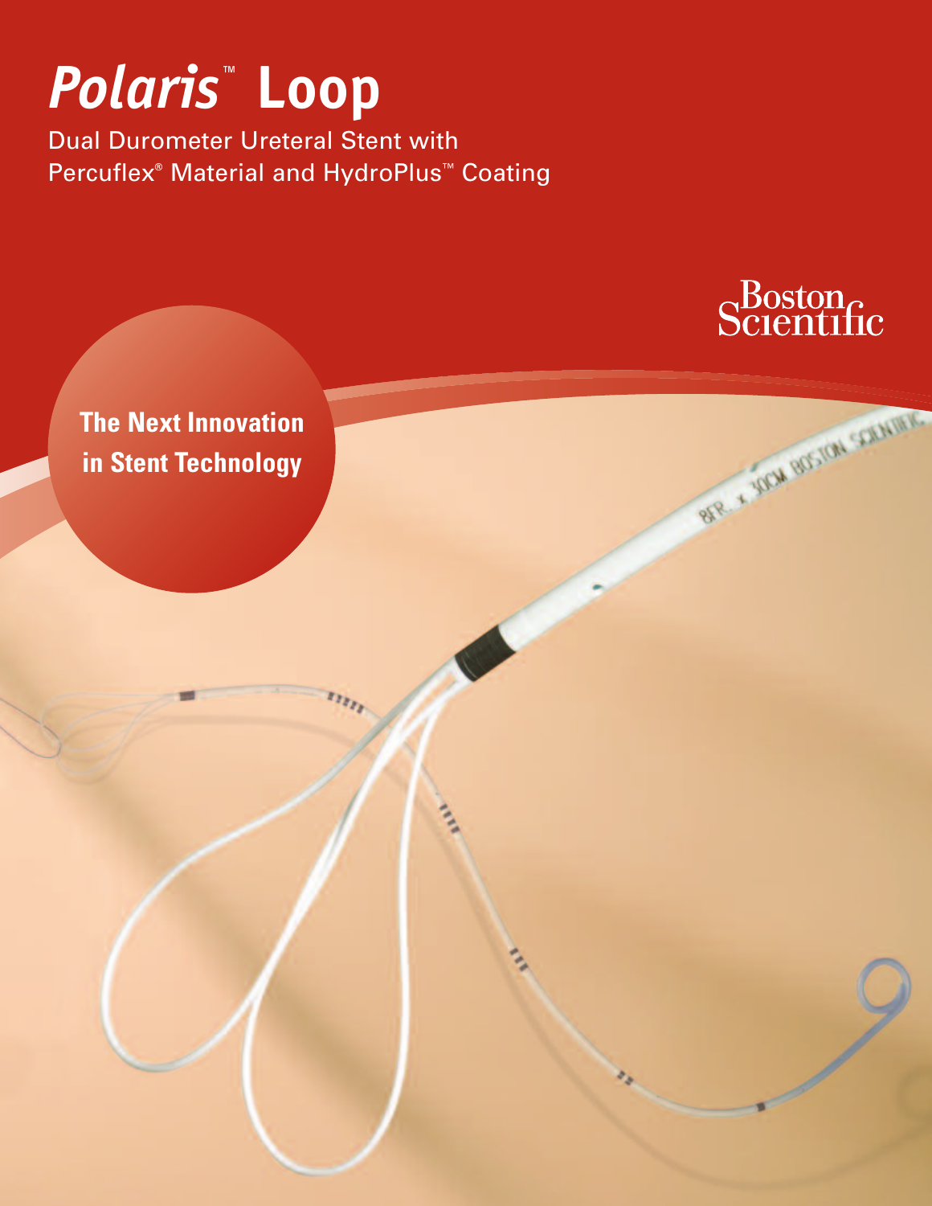# *Polaris*™ Loop

Dual Durometer Ureteral Stent with Percuflex® Material and HydroPlus™ Coating

Boston Scientific

**The Next Innovation in Stent Technology**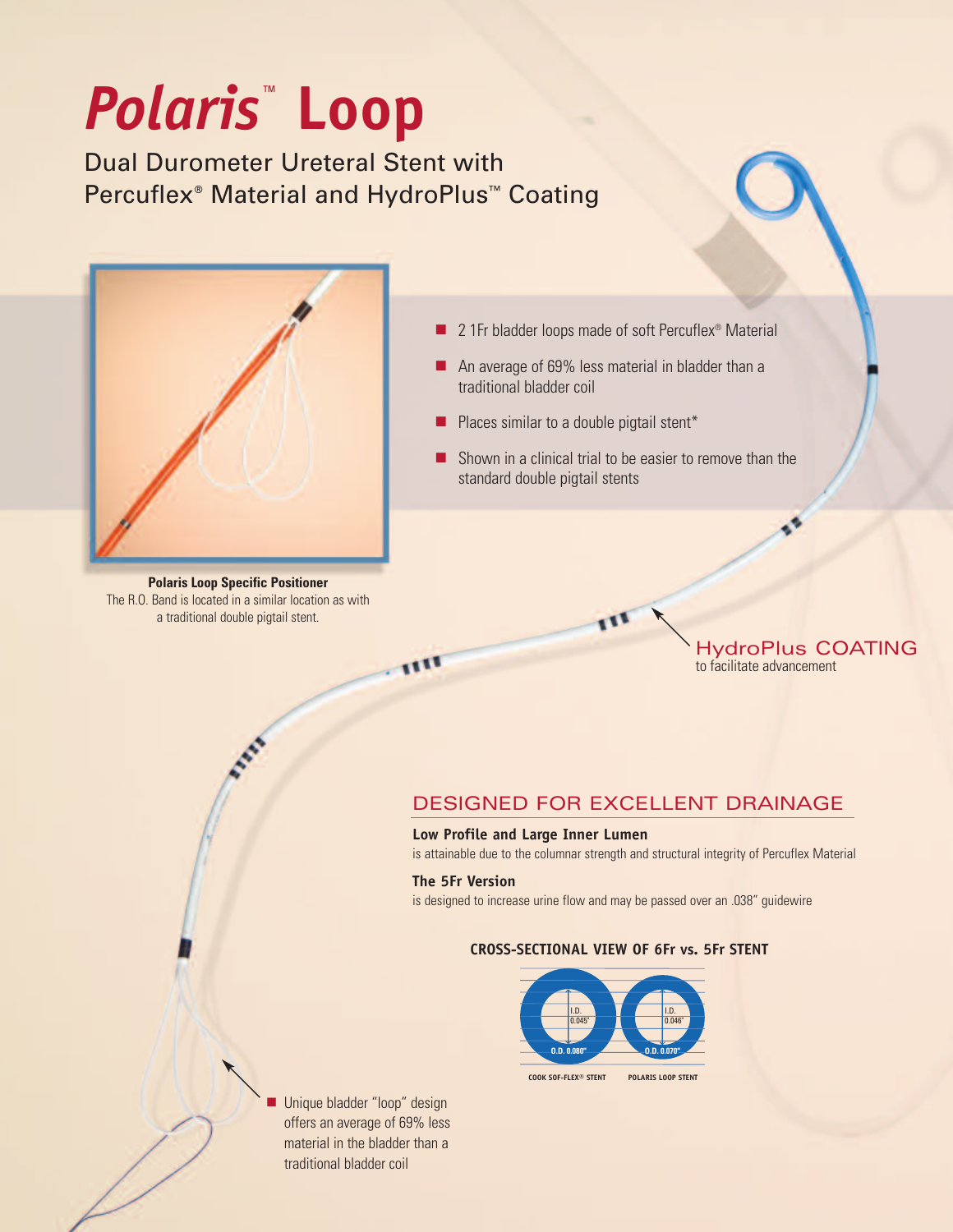# *Polaris*™ Loop

Dual Durometer Ureteral Stent with Percuflex® Material and HydroPlus™ Coating

- 2 1Fr bladder loops made of soft Percuflex® Material
- An average of 69% less material in bladder than a traditional bladder coil
- Places similar to a double pigtail stent*
- Shown in a clinical trial to be easier to remove than the standard double pigtail stents

**Polaris Loop Specific Positioner**
The R.O. Band is located in a similar location as with a traditional double pigtail stent.

HydroPlus COATING
to facilitate advancement

## DESIGNED FOR EXCELLENT DRAINAGE

**Low Profile and Large Inner Lumen**
is attainable due to the columnar strength and structural integrity of Percuflex Material

**The 5Fr Version**
is designed to increase urine flow and may be passed over an .038" guidewire

**CROSS-SECTIONAL VIEW OF 6Fr vs. 5Fr STENT**

| | COOK SOF-FLEX® STENT | POLARIS LOOP STENT |
|---|---|---|
| I.D. | 0.045" | 0.046" |
| O.D. | 0.080" | 0.070" |

- Unique bladder "loop" design offers an average of 69% less material in the bladder than a traditional bladder coil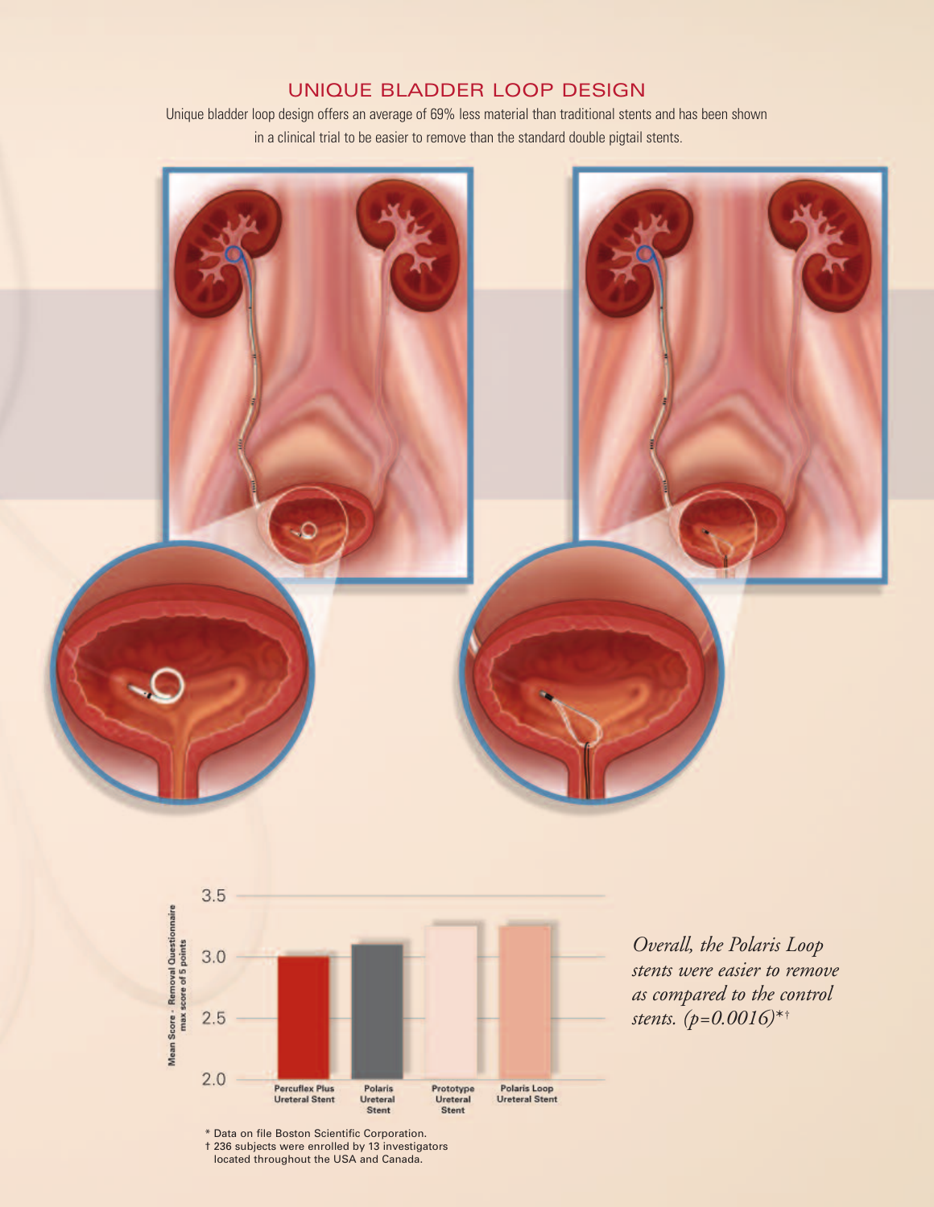## UNIQUE BLADDER LOOP DESIGN

Unique bladder loop design offers an average of 69% less material than traditional stents and has been shown in a clinical trial to be easier to remove than the standard double pigtail stents.

*Overall, the Polaris Loop stents were easier to remove as compared to the control stents. (p=0.0016)*†*

\* Data on file Boston Scientific Corporation.
† 236 subjects were enrolled by 13 investigators located throughout the USA and Canada.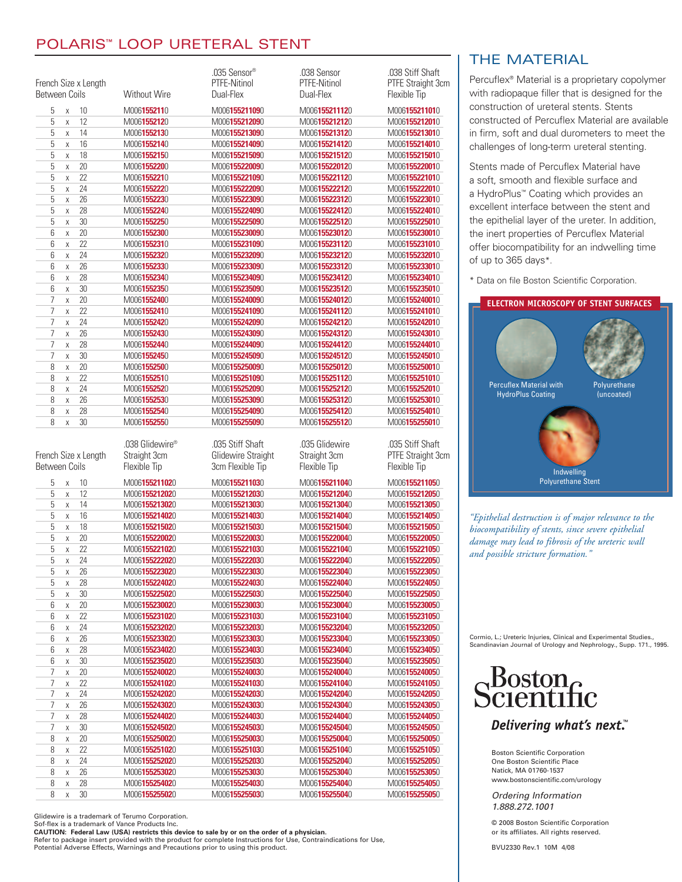## POLARIS™ LOOP URETERAL STENT

| French Size x Length Between Coils | Without Wire | .035 Sensor® PTFE-Nitinol Dual-Flex | .038 Sensor PTFE-Nitinol Dual-Flex | .038 Stiff Shaft PTFE Straight 3cm Flexible Tip |
|---|---|---|---|---|
| 5 x 10 | M0061552110 | M006155211090 | M00615521112 0 | M00615521101 0 |
| 5 x 12 | M0061552120 | M00615521209 0 | M00615521212 0 | M00615521201 0 |
| 5 x 14 | M0061552130 | M00615521309 0 | M00615521312 0 | M00615521301 0 |
| 5 x 16 | M0061552140 | M00615521409 0 | M00615521412 0 | M00615521401 0 |
| 5 x 18 | M0061552150 | M00615521509 0 | M00615521512 0 | M00615521501 0 |
| 5 x 20 | M0061552200 | M00615522009 0 | M00615522012 0 | M00615522001 0 |
| 5 x 22 | M0061552210 | M00615522109 0 | M00615522112 0 | M00615522101 0 |
| 5 x 24 | M0061552220 | M00615522209 0 | M00615522212 0 | M00615522201 0 |
| 5 x 26 | M0061552230 | M00615522309 0 | M00615522312 0 | M00615522301 0 |
| 5 x 28 | M0061552240 | M00615522409 0 | M00615522412 0 | M00615522401 0 |
| 5 x 30 | M0061552250 | M00615522509 0 | M00615522512 0 | M00615522501 0 |
| 6 x 20 | M0061552300 | M00615523009 0 | M00615523012 0 | M00615523001 0 |
| 6 x 22 | M0061552310 | M00615523109 0 | M00615523112 0 | M00615523101 0 |
| 6 x 24 | M0061552320 | M00615523209 0 | M00615523212 0 | M00615523201 0 |
| 6 x 26 | M0061552330 | M00615523309 0 | M00615523312 0 | M00615523301 0 |
| 6 x 28 | M0061552340 | M00615523409 0 | M00615523412 0 | M00615523401 0 |
| 6 x 30 | M0061552350 | M00615523509 0 | M00615523512 0 | M00615523501 0 |
| 7 x 20 | M0061552400 | M00615524009 0 | M00615524012 0 | M00615524001 0 |
| 7 x 22 | M0061552410 | M00615524109 0 | M00615524112 0 | M00615524101 0 |
| 7 x 24 | M0061552420 | M00615524209 0 | M00615524212 0 | M00615524201 0 |
| 7 x 26 | M0061552430 | M00615524309 0 | M00615524312 0 | M00615524301 0 |
| 7 x 28 | M0061552440 | M00615524409 0 | M00615524412 0 | M00615524401 0 |
| 7 x 30 | M0061552450 | M00615524509 0 | M00615524512 0 | M00615524501 0 |
| 8 x 20 | M0061552500 | M00615525009 0 | M00615525012 0 | M00615525001 0 |
| 8 x 22 | M0061552510 | M00615525109 0 | M00615525112 0 | M00615525101 0 |
| 8 x 24 | M0061552520 | M00615525209 0 | M00615525212 0 | M00615525201 0 |
| 8 x 26 | M0061552530 | M00615525309 0 | M00615525312 0 | M00615525301 0 |
| 8 x 28 | M0061552540 | M00615525409 0 | M00615525412 0 | M00615525401 0 |
| 8 x 30 | M0061552550 | M00615525509 0 | M00615525512 0 | M00615525501 0 |

| French Size x Length Between Coils | .038 Glidewire® Straight 3cm Flexible Tip | .035 Stiff Shaft Glidewire Straight 3cm Flexible Tip | .035 Glidewire Straight 3cm Flexible Tip | .035 Stiff Shaft PTFE Straight 3cm Flexible Tip |
|---|---|---|---|---|
| 5 x 10 | M00615521102 0 | M00615521103 0 | M00615521104 0 | M00615521105 0 |
| 5 x 12 | M00615521202 0 | M00615521203 0 | M00615521204 0 | M00615521205 0 |
| 5 x 14 | M00615521302 0 | M00615521303 0 | M00615521304 0 | M00615521305 0 |
| 5 x 16 | M00615521402 0 | M00615521403 0 | M00615521404 0 | M00615521405 0 |
| 5 x 18 | M00615521502 0 | M00615521503 0 | M00615521504 0 | M00615521505 0 |
| 5 x 20 | M00615522002 0 | M00615522003 0 | M00615522004 0 | M00615522005 0 |
| 5 x 22 | M00615522102 0 | M00615522103 0 | M00615522104 0 | M00615522105 0 |
| 5 x 24 | M00615522202 0 | M00615522203 0 | M00615522204 0 | M00615522205 0 |
| 5 x 26 | M00615522302 0 | M00615522303 0 | M00615522304 0 | M00615522305 0 |
| 5 x 28 | M00615522402 0 | M00615522403 0 | M00615522404 0 | M00615522405 0 |
| 5 x 30 | M00615522502 0 | M00615522503 0 | M00615522504 0 | M00615522505 0 |
| 6 x 20 | M00615523002 0 | M00615523003 0 | M00615523004 0 | M00615523005 0 |
| 6 x 22 | M00615523102 0 | M00615523103 0 | M00615523104 0 | M00615523105 0 |
| 6 x 24 | M00615523202 0 | M00615523203 0 | M00615523204 0 | M00615523205 0 |
| 6 x 26 | M00615523302 0 | M00615523303 0 | M00615523304 0 | M00615523305 0 |
| 6 x 28 | M00615523402 0 | M00615523403 0 | M00615523404 0 | M00615523405 0 |
| 6 x 30 | M00615523502 0 | M00615523503 0 | M00615523504 0 | M00615523505 0 |
| 7 x 20 | M00615524002 0 | M00615524003 0 | M00615524004 0 | M00615524005 0 |
| 7 x 22 | M00615524102 0 | M00615524103 0 | M00615524104 0 | M00615524105 0 |
| 7 x 24 | M00615524202 0 | M00615524203 0 | M00615524204 0 | M00615524205 0 |
| 7 x 26 | M00615524302 0 | M00615524303 0 | M00615524304 0 | M00615524305 0 |
| 7 x 28 | M00615524402 0 | M00615524403 0 | M00615524404 0 | M00615524405 0 |
| 7 x 30 | M00615524502 0 | M00615524503 0 | M00615524504 0 | M00615524505 0 |
| 8 x 20 | M00615525002 0 | M00615525003 0 | M00615525004 0 | M00615525005 0 |
| 8 x 22 | M00615525102 0 | M00615525103 0 | M00615525104 0 | M00615525105 0 |
| 8 x 24 | M00615525202 0 | M00615525203 0 | M00615525204 0 | M00615525205 0 |
| 8 x 26 | M00615525302 0 | M00615525303 0 | M00615525304 0 | M00615525305 0 |
| 8 x 28 | M00615525402 0 | M00615525403 0 | M00615525404 0 | M00615525405 0 |
| 8 x 30 | M00615525502 0 | M00615525503 0 | M00615525504 0 | M00615525505 0 |

Glidewire is a trademark of Terumo Corporation.
Sof-flex is a trademark of Vance Products Inc.
**CAUTION: Federal Law (USA) restricts this device to sale by or on the order of a physician.**
Refer to package insert provided with the product for complete Instructions for Use, Contraindications for Use, Potential Adverse Effects, Warnings and Precautions prior to using this product.

## THE MATERIAL

Percuflex® Material is a proprietary copolymer with radiopaque filler that is designed for the construction of ureteral stents. Stents constructed of Percuflex Material are available in firm, soft and dual durometers to meet the challenges of long-term ureteral stenting.

Stents made of Percuflex Material have a soft, smooth and flexible surface and a HydroPlus™ Coating which provides an excellent interface between the stent and the epithelial layer of the ureter. In addition, the inert properties of Percuflex Material offer biocompatibility for an indwelling time of up to 365 days*.

* Data on file Boston Scientific Corporation.

**ELECTRON MICROSCOPY OF STENT SURFACES**

Percuflex Material with HydroPlus Coating

Polyurethane (uncoated)

Indwelling Polyurethane Stent

*"Epithelial destruction is of major relevance to the biocompatibility of stents, since severe epithelial damage may lead to fibrosis of the ureteric wall and possible stricture formation."*

Cormio, L.; Ureteric Injuries, Clinical and Experimental Studies., Scandinavian Journal of Urology and Nephrology., Supp. 171., 1995.

Boston Scientific

*Delivering what's next.*™

Boston Scientific Corporation
One Boston Scientific Place
Natick, MA 01760-1537
www.bostonscientific.com/urology

*Ordering Information*
*1.888.272.1001*

© 2008 Boston Scientific Corporation or its affiliates. All rights reserved.

BVU2330 Rev.1 10M 4/08